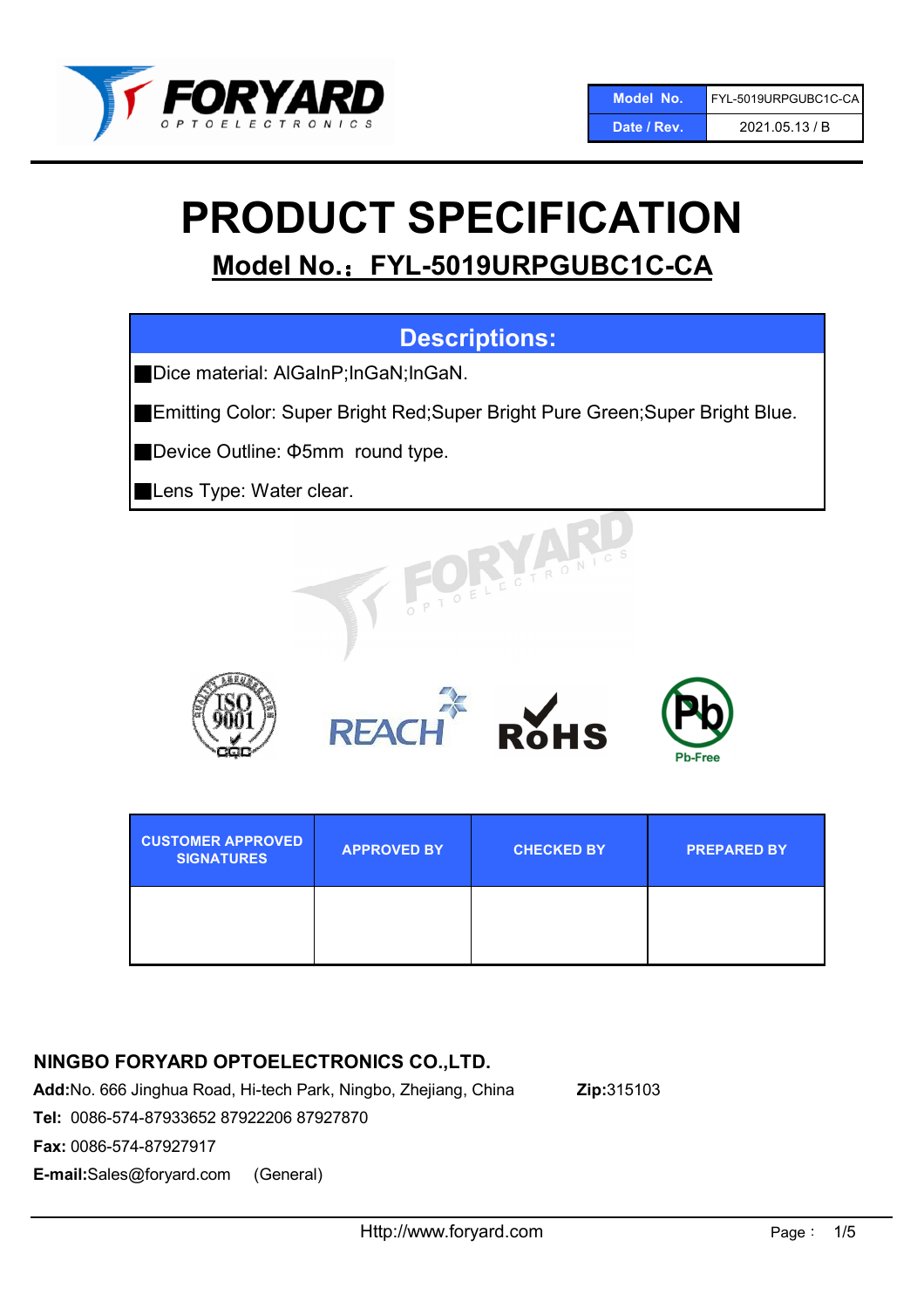| Model No. | FYL-5019URPGUBC1C-CA |
|---|---|
| Date / Rev. | 2021.05.13 / B |

# PRODUCT SPECIFICATION

## Model No.：FYL-5019URPGUBC1C-CA

| Descriptions: |
|---|
| ■Dice material: AlGaInP;InGaN;InGaN. |
| ■Emitting Color: Super Bright Red;Super Bright Pure Green;Super Bright Blue. |
| ■Device Outline: Φ5mm round type. |
| ■Lens Type: Water clear. |

| CUSTOMER APPROVED SIGNATURES | APPROVED BY | CHECKED BY | PREPARED BY |
|---|---|---|---|
| | | | |

**NINGBO FORYARD OPTOELECTRONICS CO.,LTD.**

**Add:**No. 666 Jinghua Road, Hi-tech Park, Ningbo, Zhejiang, China **Zip:**315103

**Tel:** 0086-574-87933652 87922206 87927870

**Fax:** 0086-574-87927917

**E-mail:**Sales@foryard.com (General)

Http://www.foryard.com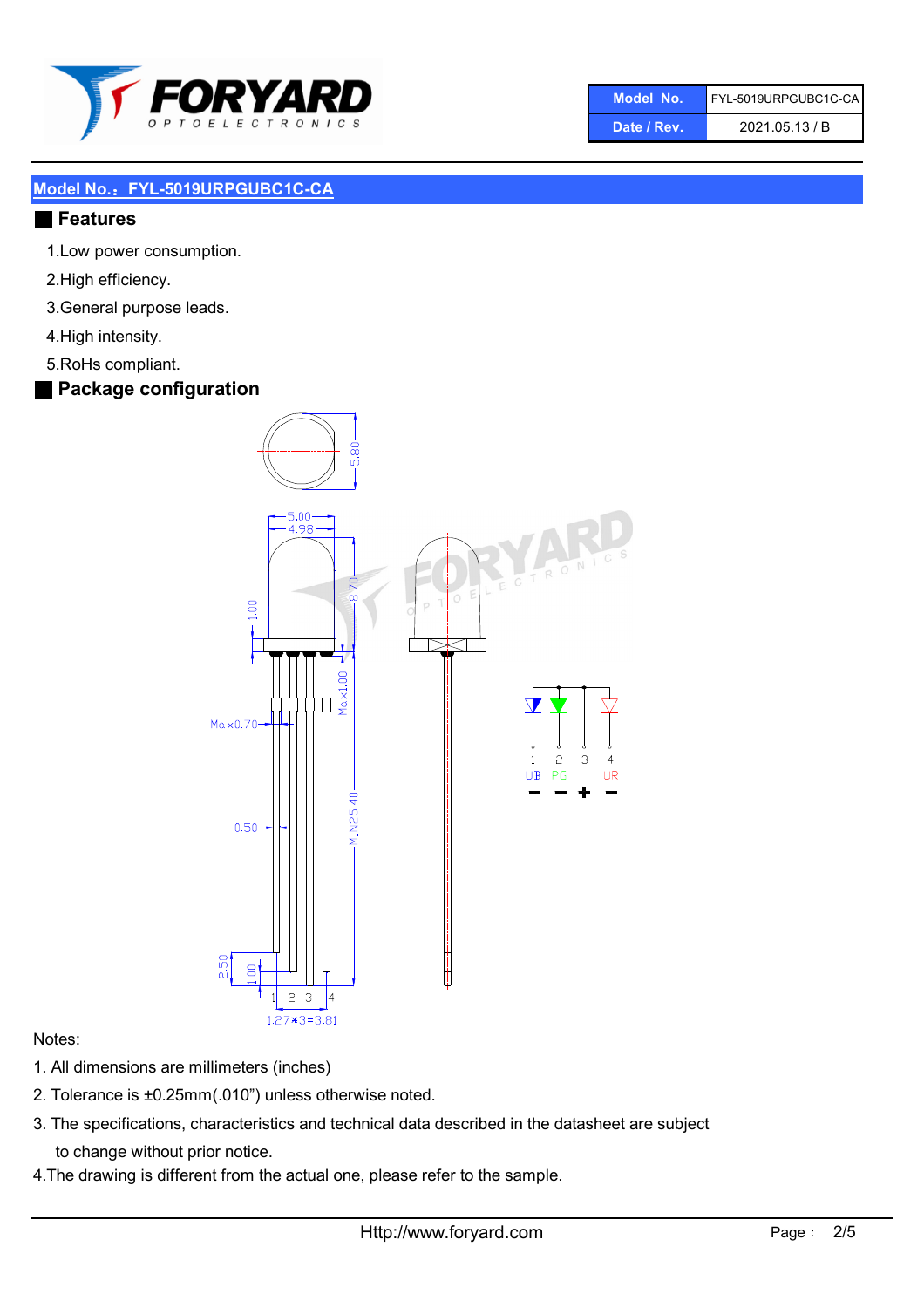| Model No. | FYL-5019URPGUBC1C-CA |
| --- | --- |
| Date / Rev. | 2021.05.13 / B |

## Model No.：FYL-5019URPGUBC1C-CA

## Features

1.Low power consumption.

2.High efficiency.

3.General purpose leads.

4.High intensity.

5.RoHs compliant.

## Package configuration

Notes:

1. All dimensions are millimeters (inches)
2. Tolerance is ±0.25mm(.010") unless otherwise noted.
3. The specifications, characteristics and technical data described in the datasheet are subject to change without prior notice.
4. The drawing is different from the actual one, please refer to the sample.

Http://www.foryard.com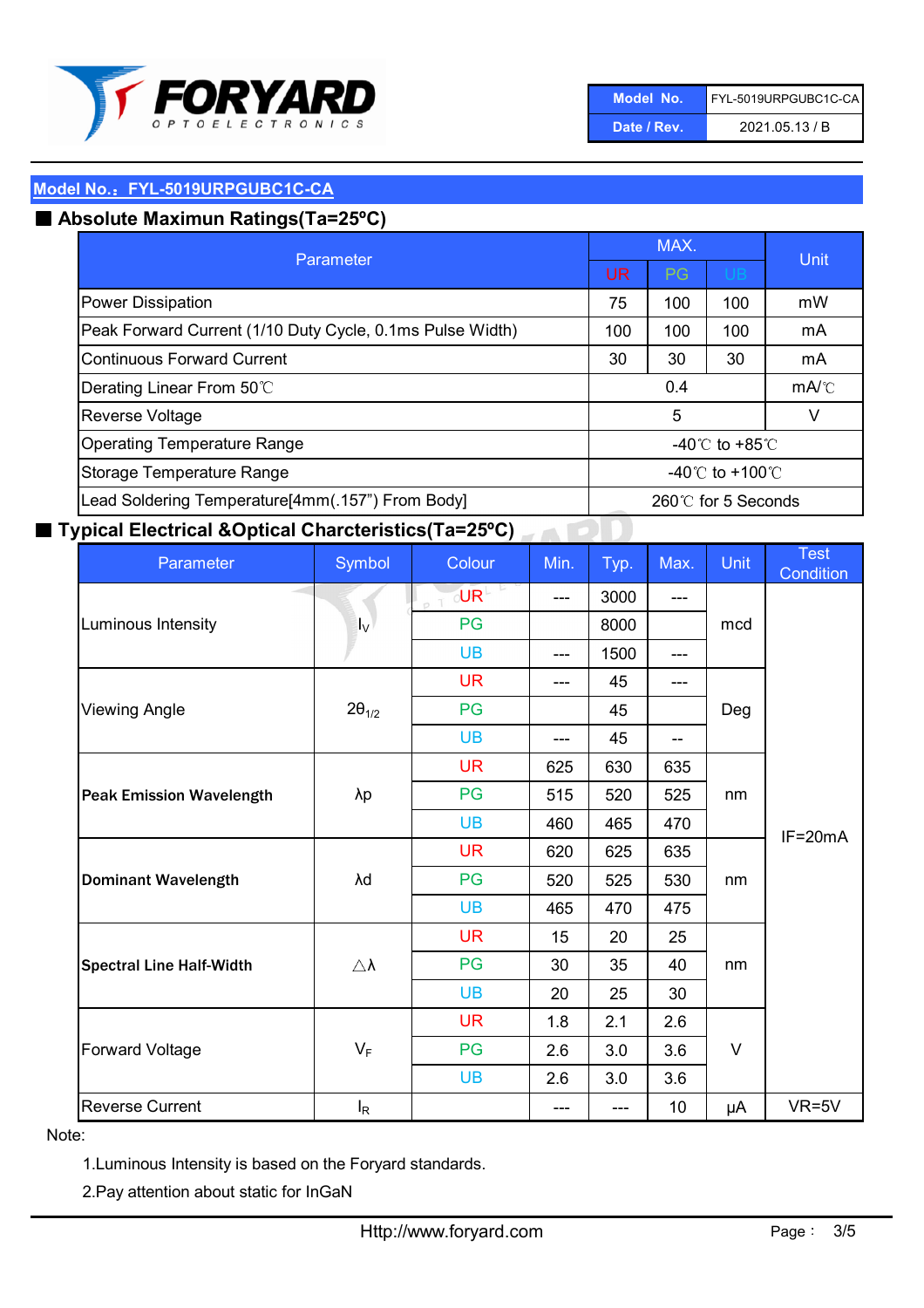| Model No. | FYL-5019URPGUBC1C-CA |
|---|---|
| Date / Rev. | 2021.05.13 / B |

## Model No.：FYL-5019URPGUBC1C-CA

### ■ Absolute Maximun Ratings(Ta=25ºC)

| Parameter | MAX. | | | Unit |
|---|---|---|---|---|
| | UR | PG | UB | |
| Power Dissipation | 75 | 100 | 100 | mW |
| Peak Forward Current (1/10 Duty Cycle, 0.1ms Pulse Width) | 100 | 100 | 100 | mA |
| Continuous Forward Current | 30 | 30 | 30 | mA |
| Derating Linear From 50℃ | 0.4 | | | mA/℃ |
| Reverse Voltage | 5 | | | V |
| Operating Temperature Range | -40℃ to +85℃ | | | |
| Storage Temperature Range | -40℃ to +100℃ | | | |
| Lead Soldering Temperature[4mm(.157") From Body] | 260℃ for 5 Seconds | | | |

### ■ Typical Electrical &Optical Charcteristics(Ta=25ºC)

| Parameter | Symbol | Colour | Min. | Typ. | Max. | Unit | Test Condition |
|---|---|---|---|---|---|---|---|
| Luminous Intensity | $I_V$ | UR | --- | 3000 | --- | mcd | IF=20mA |
| | | PG | | 8000 | | | |
| | | UB | --- | 1500 | --- | | |
| Viewing Angle | $2\theta_{1/2}$ | UR | --- | 45 | --- | Deg | |
| | | PG | | 45 | | | |
| | | UB | --- | 45 | -- | | |
| **Peak Emission Wavelength** | λp | UR | 625 | 630 | 635 | nm | |
| | | PG | 515 | 520 | 525 | | |
| | | UB | 460 | 465 | 470 | | |
| **Dominant Wavelength** | λd | UR | 620 | 625 | 635 | nm | |
| | | PG | 520 | 525 | 530 | | |
| | | UB | 465 | 470 | 475 | | |
| **Spectral Line Half-Width** | △λ | UR | 15 | 20 | 25 | nm | |
| | | PG | 30 | 35 | 40 | | |
| | | UB | 20 | 25 | 30 | | |
| Forward Voltage | $V_F$ | UR | 1.8 | 2.1 | 2.6 | V | |
| | | PG | 2.6 | 3.0 | 3.6 | | |
| | | UB | 2.6 | 3.0 | 3.6 | | |
| Reverse Current | $I_R$ | | --- | --- | 10 | μA | VR=5V |

Note:

1.Luminous Intensity is based on the Foryard standards.

2.Pay attention about static for InGaN

Http://www.foryard.com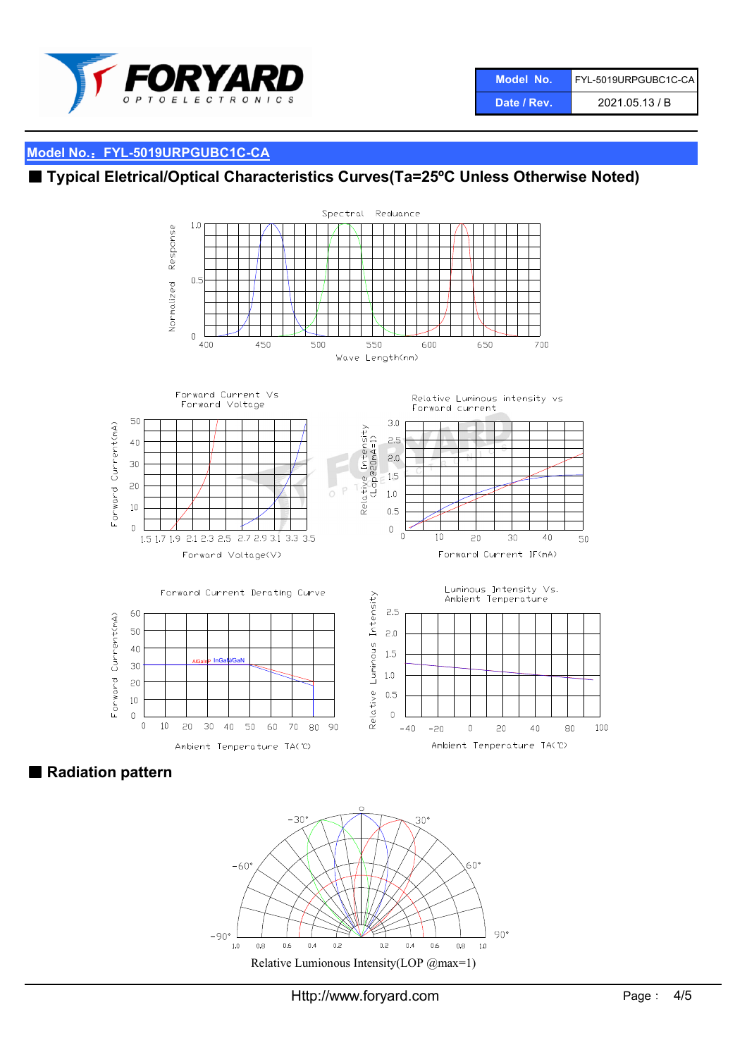| Model No. | FYL-5019URPGUBC1C-CA |
| --- | --- |
| Date / Rev. | 2021.05.13 / B |

## Model No.：FYL-5019URPGUBC1C-CA

## ■ Typical Eletrical/Optical Characteristics Curves(Ta=25ºC Unless Otherwise Noted)

Spectral Reduance

Normalized Response

Wave Length(nm)

Forward Current Vs Forward Voltage

Forward Current(mA)

Forward Voltage(V)

Relative Luminous intensity vs Forward current

Relative Intensity (Lop@20mA=1)

Forward Current IF(mA)

Forward Current Derating Curve

AlGaInP InGaN/GaN

Forward Current(mA)

Ambient Temperature TA(℃)

Luminous Intensity Vs. Ambient Temperature

Relative Luminous Intensity

Ambient Temperature TA(℃)

## ■ Radiation pattern

Relative Lumionous Intensity(LOP @max=1)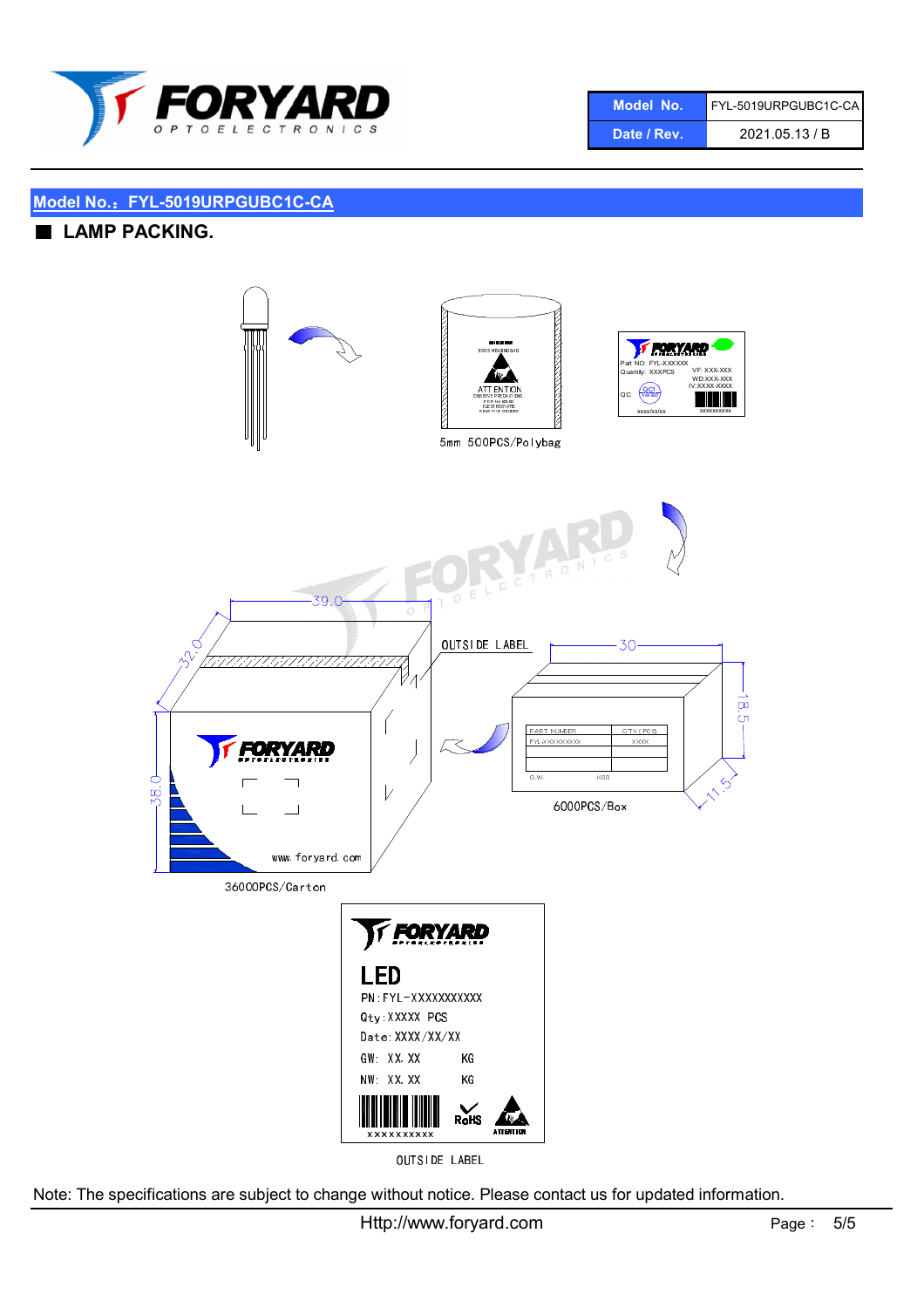| Model No. | FYL-5019URPGUBC1C-CA |
|---|---|
| Date / Rev. | 2021.05.13 / B |

## Model No.：FYL-5019URPGUBC1C-CA

### LAMP PACKING.

5mm 500PCS/Polybag

6000PCS/Box

36000PCS/Carton

OUTSIDE LABEL

LED
PN: FYL-XXXXXXXXXX
Qty: XXXXX PCS
Date: XXXX/XX/XX
GW: XX.XX KG
NW: XX.XX KG

OUTSIDE LABEL

Note: The specifications are subject to change without notice. Please contact us for updated information.

Http://www.foryard.com